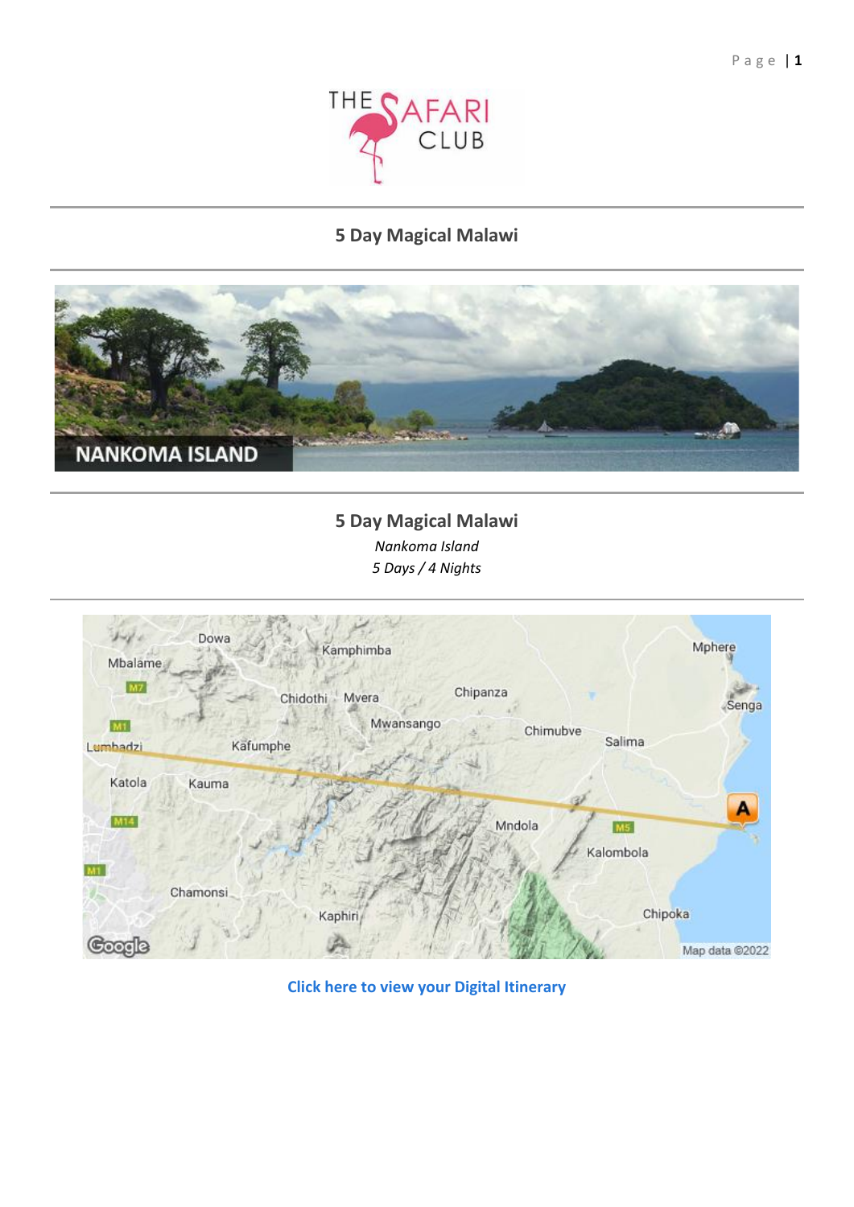# 5 Day Magical Malawi

## 5 Day Magical Malawi

*Nankoma Island*

*5 Days / 4 Nights*

**Click here to view your Digital Itinerary**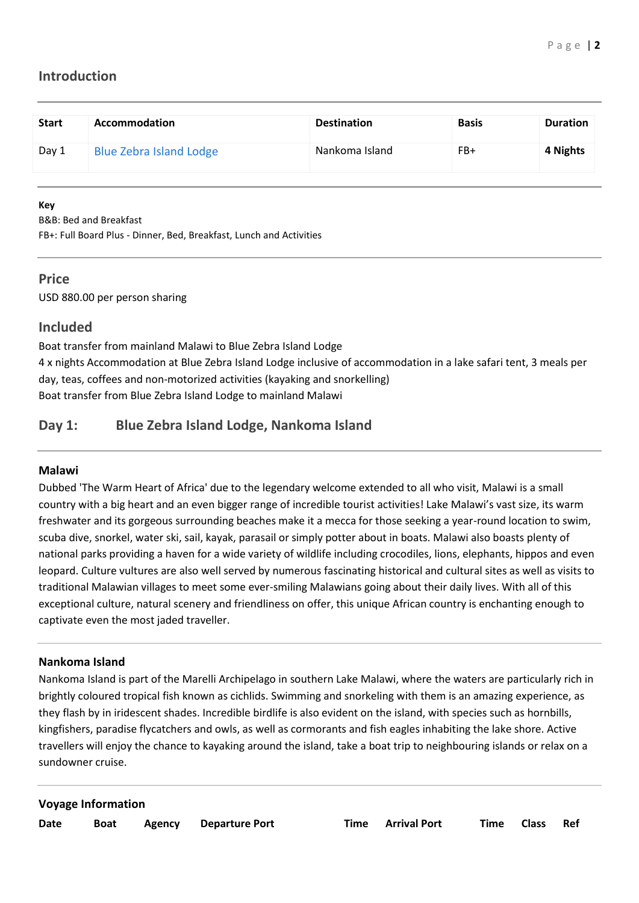## Introduction

| Start | Accommodation | Destination | Basis | Duration |
|---|---|---|---|---|
| Day 1 | Blue Zebra Island Lodge | Nankoma Island | FB+ | **4 Nights** |

**Key**
B&B: Bed and Breakfast
FB+: Full Board Plus - Dinner, Bed, Breakfast, Lunch and Activities

## Price

USD 880.00 per person sharing

## Included

Boat transfer from mainland Malawi to Blue Zebra Island Lodge
4 x nights Accommodation at Blue Zebra Island Lodge inclusive of accommodation in a lake safari tent, 3 meals per day, teas, coffees and non-motorized activities (kayaking and snorkelling)
Boat transfer from Blue Zebra Island Lodge to mainland Malawi

## Day 1: Blue Zebra Island Lodge, Nankoma Island

### Malawi

Dubbed 'The Warm Heart of Africa' due to the legendary welcome extended to all who visit, Malawi is a small country with a big heart and an even bigger range of incredible tourist activities! Lake Malawi's vast size, its warm freshwater and its gorgeous surrounding beaches make it a mecca for those seeking a year-round location to swim, scuba dive, snorkel, water ski, sail, kayak, parasail or simply potter about in boats. Malawi also boasts plenty of national parks providing a haven for a wide variety of wildlife including crocodiles, lions, elephants, hippos and even leopard. Culture vultures are also well served by numerous fascinating historical and cultural sites as well as visits to traditional Malawian villages to meet some ever-smiling Malawians going about their daily lives. With all of this exceptional culture, natural scenery and friendliness on offer, this unique African country is enchanting enough to captivate even the most jaded traveller.

### Nankoma Island

Nankoma Island is part of the Marelli Archipelago in southern Lake Malawi, where the waters are particularly rich in brightly coloured tropical fish known as cichlids. Swimming and snorkeling with them is an amazing experience, as they flash by in iridescent shades. Incredible birdlife is also evident on the island, with species such as hornbills, kingfishers, paradise flycatchers and owls, as well as cormorants and fish eagles inhabiting the lake shore. Active travellers will enjoy the chance to kayaking around the island, take a boat trip to neighbouring islands or relax on a sundowner cruise.

### Voyage Information

| Date | Boat | Agency | Departure Port | Time | Arrival Port | Time | Class | Ref |
|---|---|---|---|---|---|---|---|---|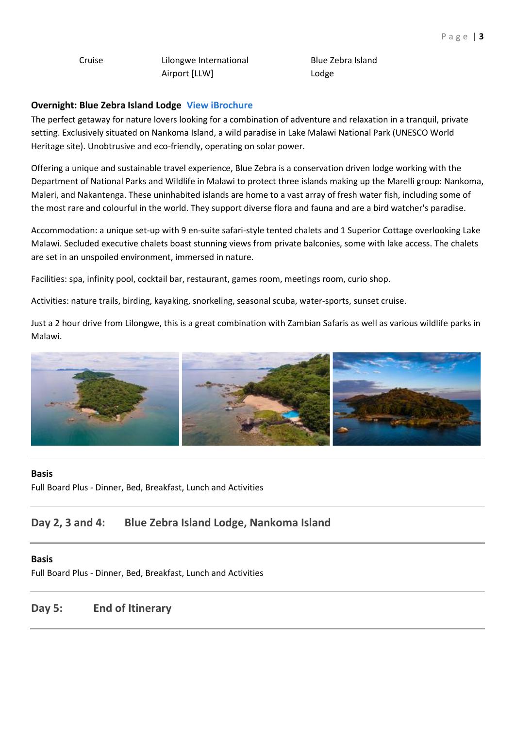| | | |
|---|---|---|
| Cruise | Lilongwe International Airport [LLW] | Blue Zebra Island Lodge |

**Overnight: Blue Zebra Island Lodge** **View iBrochure**

The perfect getaway for nature lovers looking for a combination of adventure and relaxation in a tranquil, private setting. Exclusively situated on Nankoma Island, a wild paradise in Lake Malawi National Park (UNESCO World Heritage site). Unobtrusive and eco-friendly, operating on solar power.

Offering a unique and sustainable travel experience, Blue Zebra is a conservation driven lodge working with the Department of National Parks and Wildlife in Malawi to protect three islands making up the Marelli group: Nankoma, Maleri, and Nakantenga. These uninhabited islands are home to a vast array of fresh water fish, including some of the most rare and colourful in the world. They support diverse flora and fauna and are a bird watcher's paradise.

Accommodation: a unique set-up with 9 en-suite safari-style tented chalets and 1 Superior Cottage overlooking Lake Malawi. Secluded executive chalets boast stunning views from private balconies, some with lake access. The chalets are set in an unspoiled environment, immersed in nature.

Facilities: spa, infinity pool, cocktail bar, restaurant, games room, meetings room, curio shop.

Activities: nature trails, birding, kayaking, snorkeling, seasonal scuba, water-sports, sunset cruise.

Just a 2 hour drive from Lilongwe, this is a great combination with Zambian Safaris as well as various wildlife parks in Malawi.

**Basis**

Full Board Plus - Dinner, Bed, Breakfast, Lunch and Activities

## Day 2, 3 and 4: Blue Zebra Island Lodge, Nankoma Island

**Basis**

Full Board Plus - Dinner, Bed, Breakfast, Lunch and Activities

## Day 5: End of Itinerary